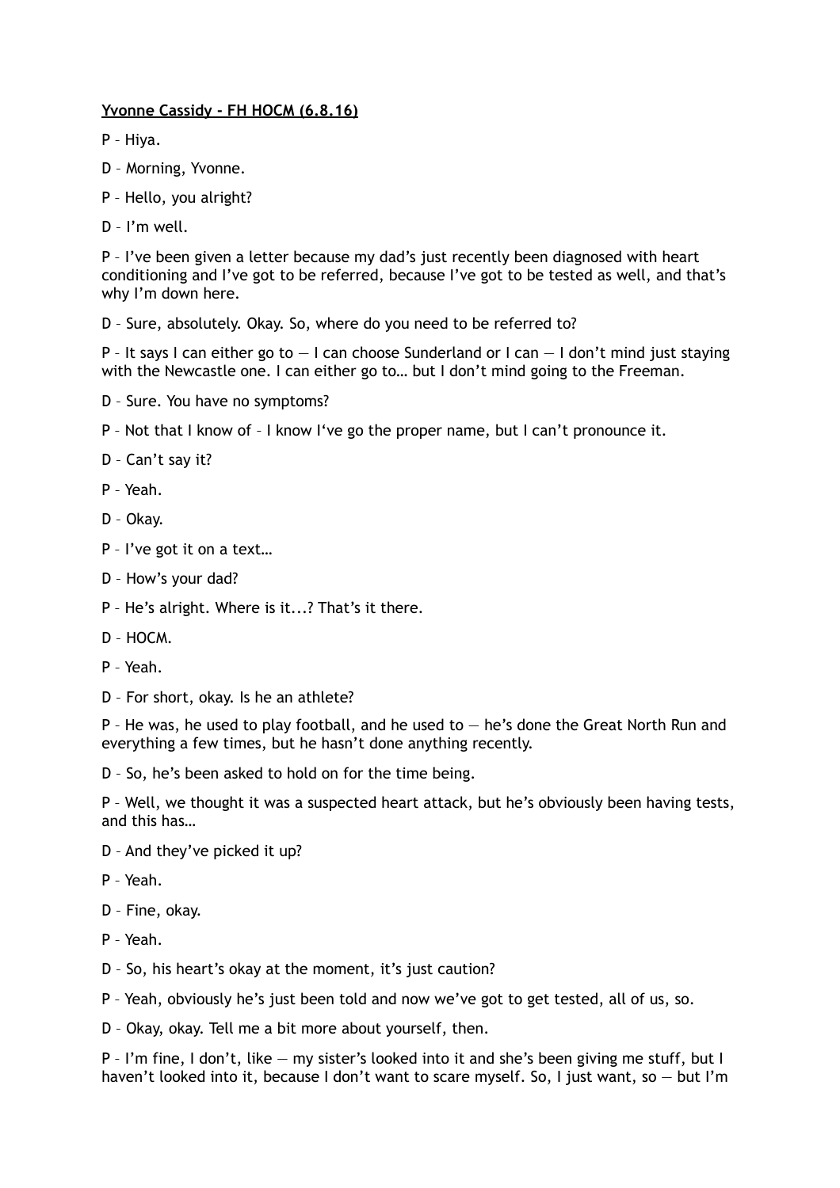**Yvonne Cassidy - FH HOCM (6.8.16)**

P – Hiya.

D – Morning, Yvonne.

P – Hello, you alright?

D – I'm well.

P – I've been given a letter because my dad's just recently been diagnosed with heart conditioning and I've got to be referred, because I've got to be tested as well, and that's why I'm down here.

D – Sure, absolutely. Okay. So, where do you need to be referred to?

P – It says I can either go to — I can choose Sunderland or I can — I don't mind just staying with the Newcastle one. I can either go to… but I don't mind going to the Freeman.

D – Sure. You have no symptoms?

P – Not that I know of – I know I've go the proper name, but I can't pronounce it.

D – Can't say it?

P – Yeah.

D – Okay.

P – I've got it on a text…

D – How's your dad?

P – He's alright. Where is it...? That's it there.

D – HOCM.

P – Yeah.

D – For short, okay. Is he an athlete?

P – He was, he used to play football, and he used to — he's done the Great North Run and everything a few times, but he hasn't done anything recently.

D – So, he's been asked to hold on for the time being.

P – Well, we thought it was a suspected heart attack, but he's obviously been having tests, and this has…

D – And they've picked it up?

P – Yeah.

D – Fine, okay.

P – Yeah.

D – So, his heart's okay at the moment, it's just caution?

P – Yeah, obviously he's just been told and now we've got to get tested, all of us, so.

D – Okay, okay. Tell me a bit more about yourself, then.

P – I'm fine, I don't, like — my sister's looked into it and she's been giving me stuff, but I haven't looked into it, because I don't want to scare myself. So, I just want, so — but I'm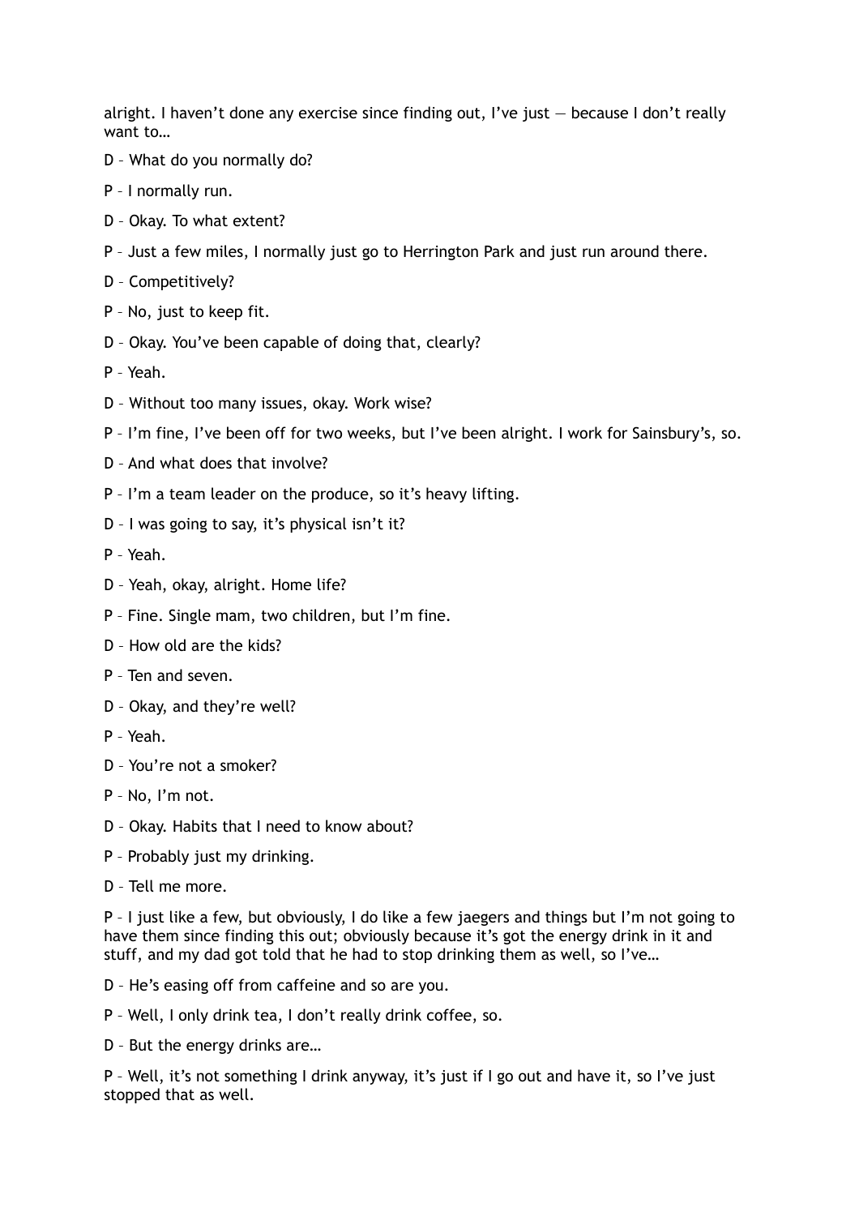alright. I haven't done any exercise since finding out, I've just — because I don't really want to…

D – What do you normally do?

P – I normally run.

D – Okay. To what extent?

P – Just a few miles, I normally just go to Herrington Park and just run around there.

D – Competitively?

P – No, just to keep fit.

D – Okay. You've been capable of doing that, clearly?

P – Yeah.

D – Without too many issues, okay. Work wise?

P – I'm fine, I've been off for two weeks, but I've been alright. I work for Sainsbury's, so.

D – And what does that involve?

P – I'm a team leader on the produce, so it's heavy lifting.

D – I was going to say, it's physical isn't it?

P – Yeah.

D – Yeah, okay, alright. Home life?

P – Fine. Single mam, two children, but I'm fine.

D – How old are the kids?

P – Ten and seven.

D – Okay, and they're well?

P – Yeah.

D – You're not a smoker?

P – No, I'm not.

D – Okay. Habits that I need to know about?

P – Probably just my drinking.

D – Tell me more.

P – I just like a few, but obviously, I do like a few jaegers and things but I'm not going to have them since finding this out; obviously because it's got the energy drink in it and stuff, and my dad got told that he had to stop drinking them as well, so I've…

D – He's easing off from caffeine and so are you.

P – Well, I only drink tea, I don't really drink coffee, so.

D – But the energy drinks are…

P – Well, it's not something I drink anyway, it's just if I go out and have it, so I've just stopped that as well.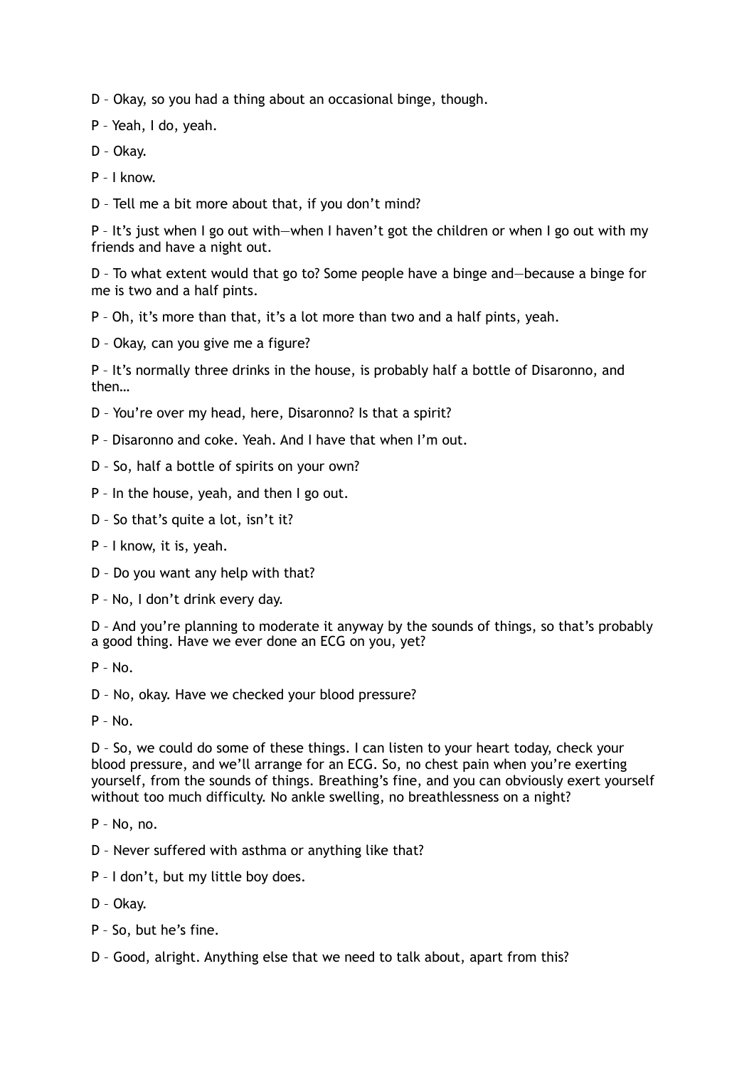D – Okay, so you had a thing about an occasional binge, though.

P – Yeah, I do, yeah.

D – Okay.

P – I know.

D – Tell me a bit more about that, if you don't mind?

P – It's just when I go out with—when I haven't got the children or when I go out with my friends and have a night out.

D – To what extent would that go to? Some people have a binge and—because a binge for me is two and a half pints.

P – Oh, it's more than that, it's a lot more than two and a half pints, yeah.

D – Okay, can you give me a figure?

P – It's normally three drinks in the house, is probably half a bottle of Disaronno, and then…

D – You're over my head, here, Disaronno? Is that a spirit?

P – Disaronno and coke. Yeah. And I have that when I'm out.

D – So, half a bottle of spirits on your own?

P – In the house, yeah, and then I go out.

D – So that's quite a lot, isn't it?

P – I know, it is, yeah.

D – Do you want any help with that?

P – No, I don't drink every day.

D – And you're planning to moderate it anyway by the sounds of things, so that's probably a good thing. Have we ever done an ECG on you, yet?

P – No.

D – No, okay. Have we checked your blood pressure?

P – No.

D – So, we could do some of these things. I can listen to your heart today, check your blood pressure, and we'll arrange for an ECG. So, no chest pain when you're exerting yourself, from the sounds of things. Breathing's fine, and you can obviously exert yourself without too much difficulty. No ankle swelling, no breathlessness on a night?

P – No, no.

D – Never suffered with asthma or anything like that?

P – I don't, but my little boy does.

D – Okay.

P – So, but he's fine.

D – Good, alright. Anything else that we need to talk about, apart from this?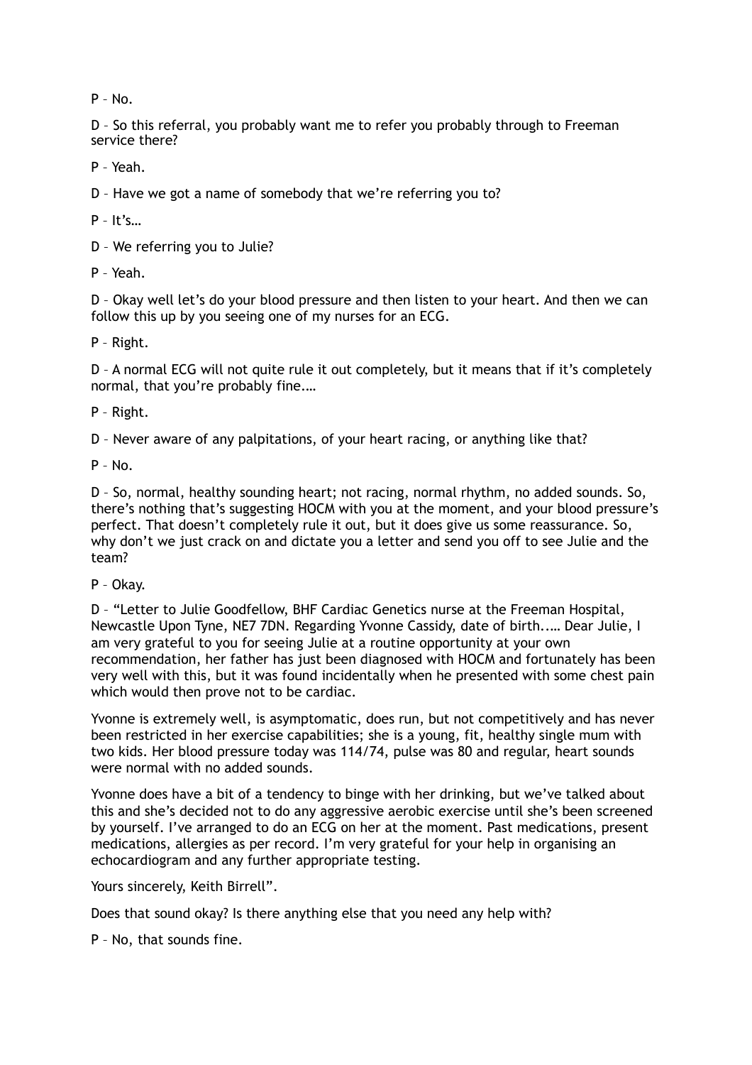P – No.

D – So this referral, you probably want me to refer you probably through to Freeman service there?

P – Yeah.

D – Have we got a name of somebody that we're referring you to?

P – It's…

D – We referring you to Julie?

P – Yeah.

D – Okay well let's do your blood pressure and then listen to your heart. And then we can follow this up by you seeing one of my nurses for an ECG.

P – Right.

D – A normal ECG will not quite rule it out completely, but it means that if it's completely normal, that you're probably fine.…

P – Right.

D – Never aware of any palpitations, of your heart racing, or anything like that?

P – No.

D – So, normal, healthy sounding heart; not racing, normal rhythm, no added sounds. So, there's nothing that's suggesting HOCM with you at the moment, and your blood pressure's perfect. That doesn't completely rule it out, but it does give us some reassurance. So, why don't we just crack on and dictate you a letter and send you off to see Julie and the team?

P – Okay.

D – "Letter to Julie Goodfellow, BHF Cardiac Genetics nurse at the Freeman Hospital, Newcastle Upon Tyne, NE7 7DN. Regarding Yvonne Cassidy, date of birth...… Dear Julie, I am very grateful to you for seeing Julie at a routine opportunity at your own recommendation, her father has just been diagnosed with HOCM and fortunately has been very well with this, but it was found incidentally when he presented with some chest pain which would then prove not to be cardiac.

Yvonne is extremely well, is asymptomatic, does run, but not competitively and has never been restricted in her exercise capabilities; she is a young, fit, healthy single mum with two kids. Her blood pressure today was 114/74, pulse was 80 and regular, heart sounds were normal with no added sounds.

Yvonne does have a bit of a tendency to binge with her drinking, but we've talked about this and she's decided not to do any aggressive aerobic exercise until she's been screened by yourself. I've arranged to do an ECG on her at the moment. Past medications, present medications, allergies as per record. I'm very grateful for your help in organising an echocardiogram and any further appropriate testing.

Yours sincerely, Keith Birrell".

Does that sound okay? Is there anything else that you need any help with?

P – No, that sounds fine.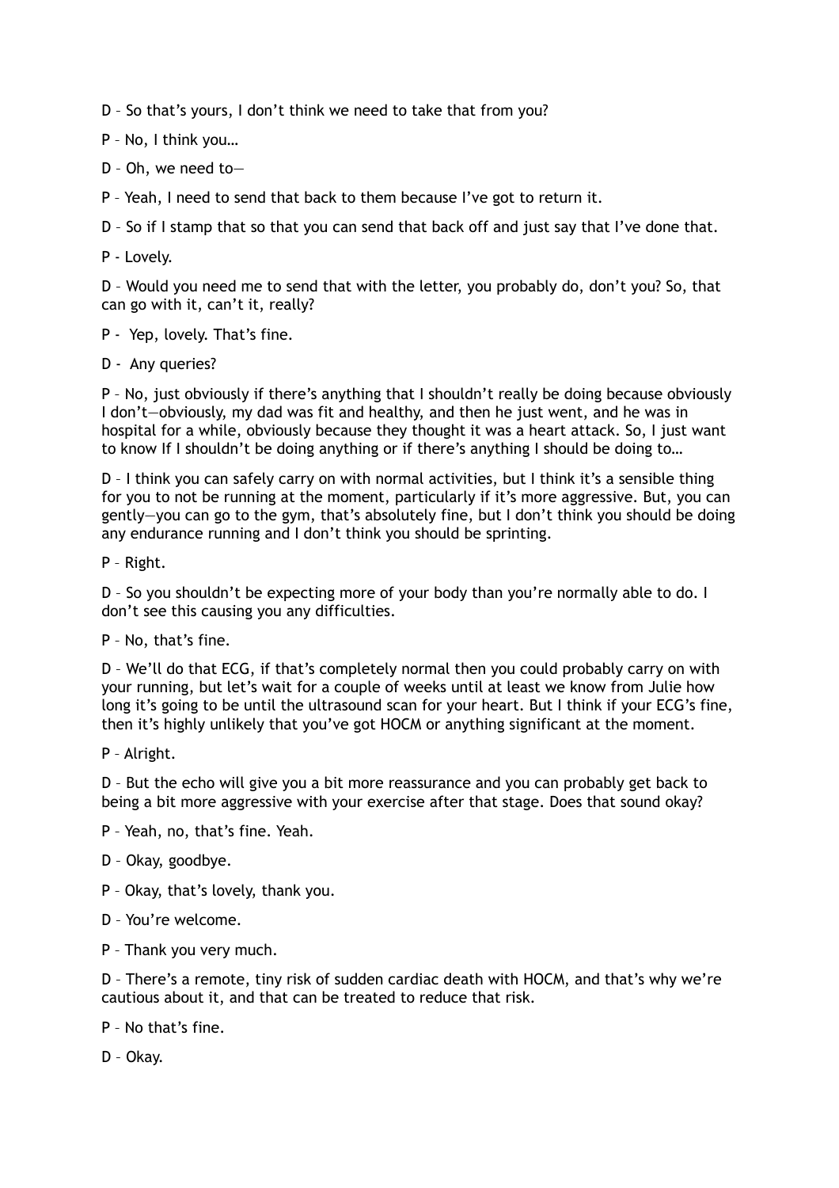D – So that's yours, I don't think we need to take that from you?

P – No, I think you…

D – Oh, we need to—

P – Yeah, I need to send that back to them because I've got to return it.

D – So if I stamp that so that you can send that back off and just say that I've done that.

P - Lovely.

D – Would you need me to send that with the letter, you probably do, don't you? So, that can go with it, can't it, really?

P - Yep, lovely. That's fine.

D - Any queries?

P – No, just obviously if there's anything that I shouldn't really be doing because obviously I don't—obviously, my dad was fit and healthy, and then he just went, and he was in hospital for a while, obviously because they thought it was a heart attack. So, I just want to know If I shouldn't be doing anything or if there's anything I should be doing to…

D – I think you can safely carry on with normal activities, but I think it's a sensible thing for you to not be running at the moment, particularly if it's more aggressive. But, you can gently—you can go to the gym, that's absolutely fine, but I don't think you should be doing any endurance running and I don't think you should be sprinting.

P – Right.

D – So you shouldn't be expecting more of your body than you're normally able to do. I don't see this causing you any difficulties.

P – No, that's fine.

D – We'll do that ECG, if that's completely normal then you could probably carry on with your running, but let's wait for a couple of weeks until at least we know from Julie how long it's going to be until the ultrasound scan for your heart. But I think if your ECG's fine, then it's highly unlikely that you've got HOCM or anything significant at the moment.

P – Alright.

D – But the echo will give you a bit more reassurance and you can probably get back to being a bit more aggressive with your exercise after that stage. Does that sound okay?

P – Yeah, no, that's fine. Yeah.

D – Okay, goodbye.

P – Okay, that's lovely, thank you.

D – You're welcome.

P – Thank you very much.

D – There's a remote, tiny risk of sudden cardiac death with HOCM, and that's why we're cautious about it, and that can be treated to reduce that risk.

P – No that's fine.

D – Okay.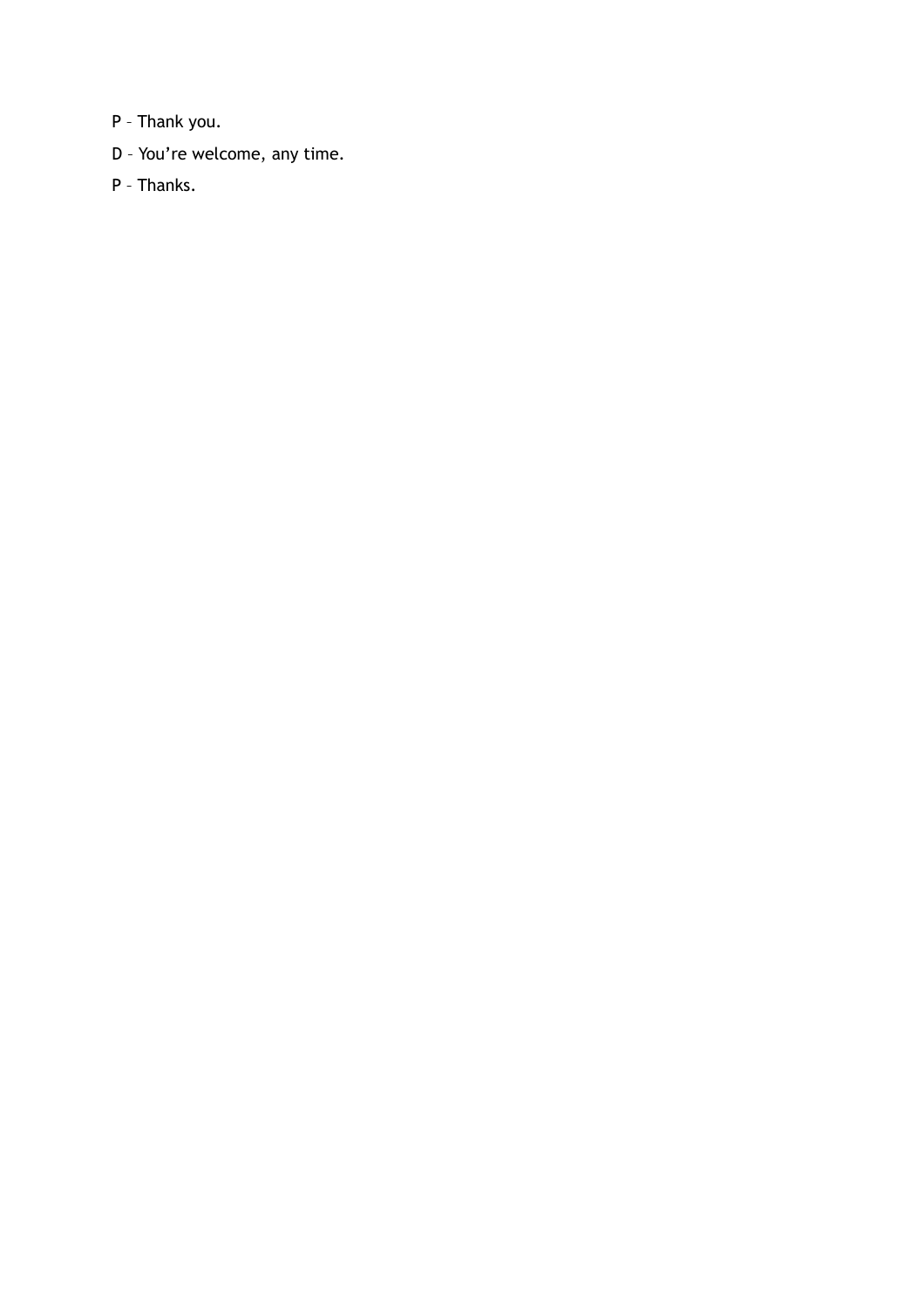P – Thank you.

D – You’re welcome, any time.

P – Thanks.